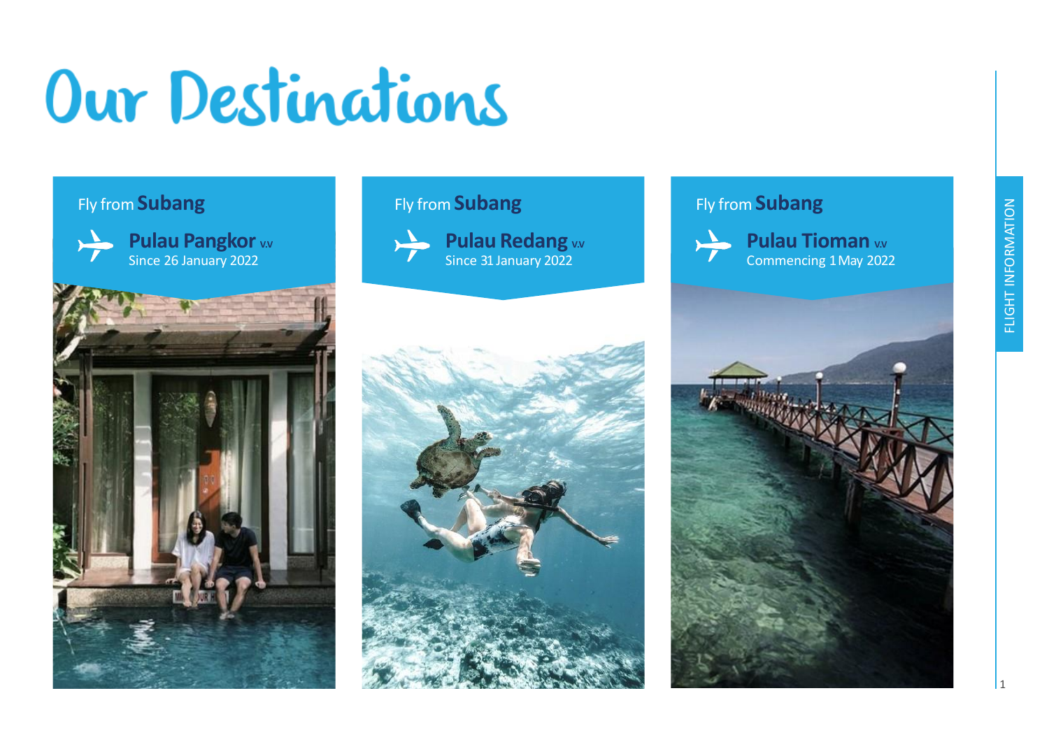# Our Destinations

Fly from **Subang**

**Pulau Pangkor** v.v
Since 26 January 2022

Fly from **Subang**

**Pulau Redang** v.v
Since 31 January 2022

Fly from **Subang**

**Pulau Tioman** v.v
Commencing 1 May 2022

FLIGHT INFORMATION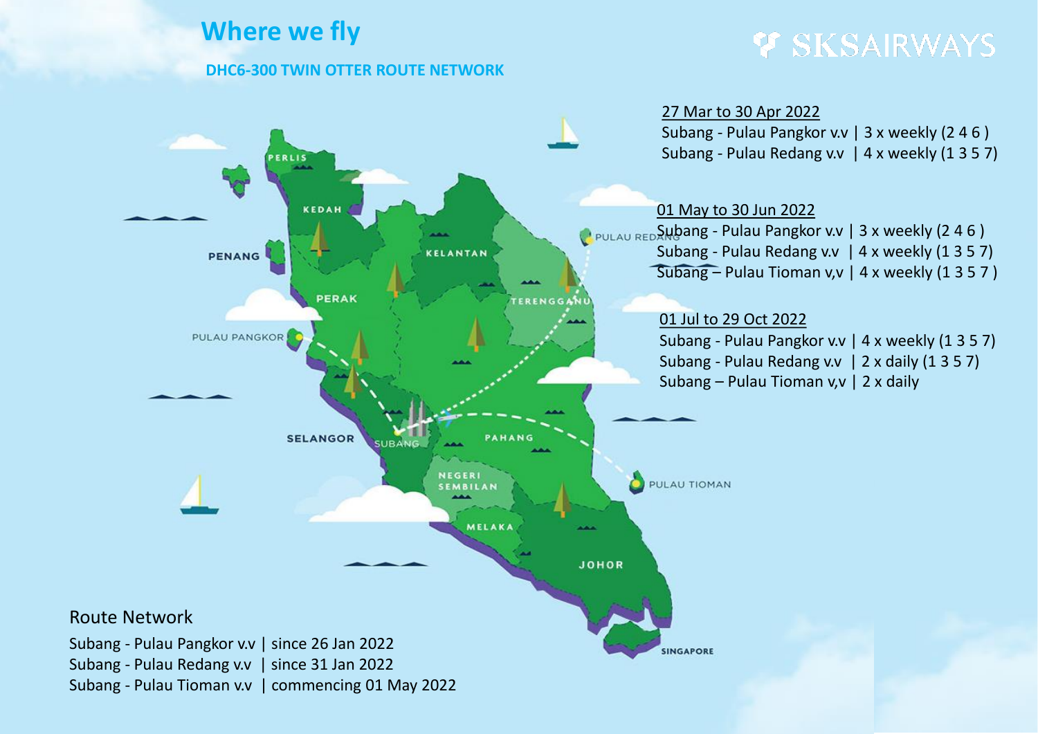# Where we fly

## DHC6-300 TWIN OTTER ROUTE NETWORK

SKSAIRWAYS

27 Mar to 30 Apr 2022

Subang - Pulau Pangkor v.v | 3 x weekly (2 4 6 )
Subang - Pulau Redang v.v | 4 x weekly (1 3 5 7)

01 May to 30 Jun 2022

Subang - Pulau Pangkor v.v | 3 x weekly (2 4 6 )
Subang - Pulau Redang v.v | 4 x weekly (1 3 5 7)
Subang – Pulau Tioman v,v | 4 x weekly (1 3 5 7 )

01 Jul to 29 Oct 2022

Subang - Pulau Pangkor v.v | 4 x weekly (1 3 5 7)
Subang - Pulau Redang v.v | 2 x daily (1 3 5 7)
Subang – Pulau Tioman v,v | 2 x daily

PERLIS
KEDAH
PENANG
KELANTAN
PERAK
TERENGGANU
PULAU REDANG
PULAU PANGKOR
SELANGOR
SUBANG
PAHANG
NEGERI SEMBILAN
PULAU TIOMAN
MELAKA
JOHOR
SINGAPORE

Route Network

Subang - Pulau Pangkor v.v | since 26 Jan 2022
Subang - Pulau Redang v.v | since 31 Jan 2022
Subang - Pulau Tioman v.v | commencing 01 May 2022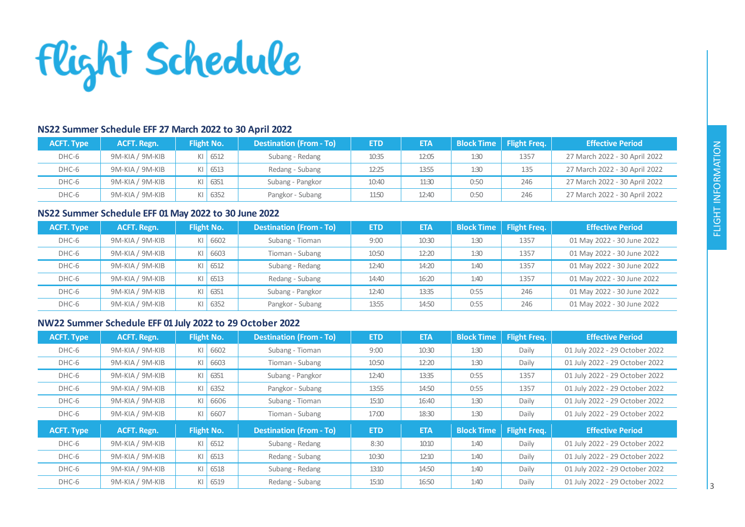# Flight Schedule

### NS22 Summer Schedule EFF 27 March 2022 to 30 April 2022

| ACFT. Type | ACFT. Regn. | Flight No. | | Destination (From - To) | ETD | ETA | Block Time | Flight Freq. | Effective Period |
|---|---|---|---|---|---|---|---|---|---|
| DHC-6 | 9M-KIA / 9M-KIB | KI | 6512 | Subang - Redang | 10:35 | 12:05 | 1:30 | 1357 | 27 March 2022 - 30 April 2022 |
| DHC-6 | 9M-KIA / 9M-KIB | KI | 6513 | Redang - Subang | 12:25 | 13:55 | 1:30 | 135 | 27 March 2022 - 30 April 2022 |
| DHC-6 | 9M-KIA / 9M-KIB | KI | 6351 | Subang - Pangkor | 10:40 | 11:30 | 0:50 | 246 | 27 March 2022 - 30 April 2022 |
| DHC-6 | 9M-KIA / 9M-KIB | KI | 6352 | Pangkor - Subang | 11:50 | 12:40 | 0:50 | 246 | 27 March 2022 - 30 April 2022 |

### NS22 Summer Schedule EFF 01 May 2022 to 30 June 2022

| ACFT. Type | ACFT. Regn. | Flight No. | | Destination (From - To) | ETD | ETA | Block Time | Flight Freq. | Effective Period |
|---|---|---|---|---|---|---|---|---|---|
| DHC-6 | 9M-KIA / 9M-KIB | KI | 6602 | Subang - Tioman | 9:00 | 10:30 | 1:30 | 1357 | 01 May 2022 - 30 June 2022 |
| DHC-6 | 9M-KIA / 9M-KIB | KI | 6603 | Tioman - Subang | 10:50 | 12:20 | 1:30 | 1357 | 01 May 2022 - 30 June 2022 |
| DHC-6 | 9M-KIA / 9M-KIB | KI | 6512 | Subang - Redang | 12:40 | 14:20 | 1:40 | 1357 | 01 May 2022 - 30 June 2022 |
| DHC-6 | 9M-KIA / 9M-KIB | KI | 6513 | Redang - Subang | 14:40 | 16:20 | 1:40 | 1357 | 01 May 2022 - 30 June 2022 |
| DHC-6 | 9M-KIA / 9M-KIB | KI | 6351 | Subang - Pangkor | 12:40 | 13:35 | 0:55 | 246 | 01 May 2022 - 30 June 2022 |
| DHC-6 | 9M-KIA / 9M-KIB | KI | 6352 | Pangkor - Subang | 13:55 | 14:50 | 0:55 | 246 | 01 May 2022 - 30 June 2022 |

### NW22 Summer Schedule EFF 01 July 2022 to 29 October 2022

| ACFT. Type | ACFT. Regn. | Flight No. | | Destination (From - To) | ETD | ETA | Block Time | Flight Freq. | Effective Period |
|---|---|---|---|---|---|---|---|---|---|
| DHC-6 | 9M-KIA / 9M-KIB | KI | 6602 | Subang - Tioman | 9:00 | 10:30 | 1:30 | Daily | 01 July 2022 - 29 October 2022 |
| DHC-6 | 9M-KIA / 9M-KIB | KI | 6603 | Tioman - Subang | 10:50 | 12:20 | 1:30 | Daily | 01 July 2022 - 29 October 2022 |
| DHC-6 | 9M-KIA / 9M-KIB | KI | 6351 | Subang - Pangkor | 12:40 | 13:35 | 0:55 | 1357 | 01 July 2022 - 29 October 2022 |
| DHC-6 | 9M-KIA / 9M-KIB | KI | 6352 | Pangkor - Subang | 13:55 | 14:50 | 0:55 | 1357 | 01 July 2022 - 29 October 2022 |
| DHC-6 | 9M-KIA / 9M-KIB | KI | 6606 | Subang - Tioman | 15:10 | 16:40 | 1:30 | Daily | 01 July 2022 - 29 October 2022 |
| DHC-6 | 9M-KIA / 9M-KIB | KI | 6607 | Tioman - Subang | 17:00 | 18:30 | 1:30 | Daily | 01 July 2022 - 29 October 2022 |

| ACFT. Type | ACFT. Regn. | Flight No. | | Destination (From - To) | ETD | ETA | Block Time | Flight Freq. | Effective Period |
|---|---|---|---|---|---|---|---|---|---|
| DHC-6 | 9M-KIA / 9M-KIB | KI | 6512 | Subang - Redang | 8:30 | 10:10 | 1:40 | Daily | 01 July 2022 - 29 October 2022 |
| DHC-6 | 9M-KIA / 9M-KIB | KI | 6513 | Redang - Subang | 10:30 | 12:10 | 1:40 | Daily | 01 July 2022 - 29 October 2022 |
| DHC-6 | 9M-KIA / 9M-KIB | KI | 6518 | Subang - Redang | 13:10 | 14:50 | 1:40 | Daily | 01 July 2022 - 29 October 2022 |
| DHC-6 | 9M-KIA / 9M-KIB | KI | 6519 | Redang - Subang | 15:10 | 16:50 | 1:40 | Daily | 01 July 2022 - 29 October 2022 |